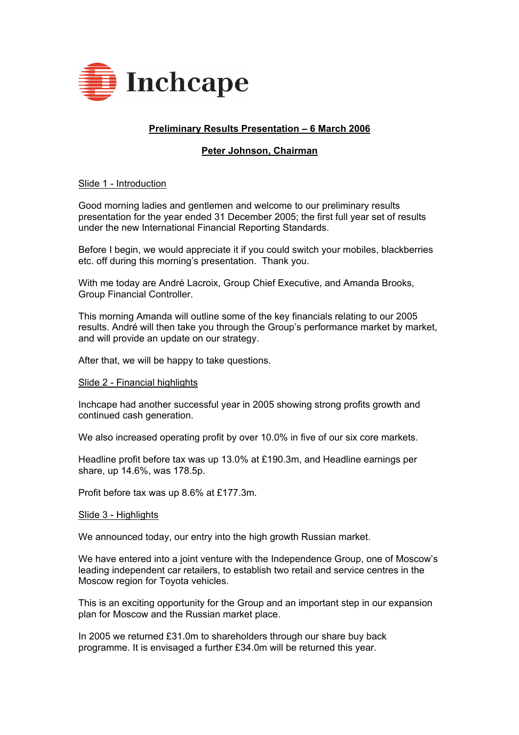Inchcape

# Preliminary Results Presentation – 6 March 2006

## Peter Johnson, Chairman

### Slide 1 - Introduction

Good morning ladies and gentlemen and welcome to our preliminary results presentation for the year ended 31 December 2005; the first full year set of results under the new International Financial Reporting Standards.

Before I begin, we would appreciate it if you could switch your mobiles, blackberries etc. off during this morning's presentation. Thank you.

With me today are André Lacroix, Group Chief Executive, and Amanda Brooks, Group Financial Controller.

This morning Amanda will outline some of the key financials relating to our 2005 results. André will then take you through the Group's performance market by market, and will provide an update on our strategy.

After that, we will be happy to take questions.

### Slide 2 - Financial highlights

Inchcape had another successful year in 2005 showing strong profits growth and continued cash generation.

We also increased operating profit by over 10.0% in five of our six core markets.

Headline profit before tax was up 13.0% at £190.3m, and Headline earnings per share, up 14.6%, was 178.5p.

Profit before tax was up 8.6% at £177.3m.

### Slide 3 - Highlights

We announced today, our entry into the high growth Russian market.

We have entered into a joint venture with the Independence Group, one of Moscow's leading independent car retailers, to establish two retail and service centres in the Moscow region for Toyota vehicles.

This is an exciting opportunity for the Group and an important step in our expansion plan for Moscow and the Russian market place.

In 2005 we returned £31.0m to shareholders through our share buy back programme. It is envisaged a further £34.0m will be returned this year.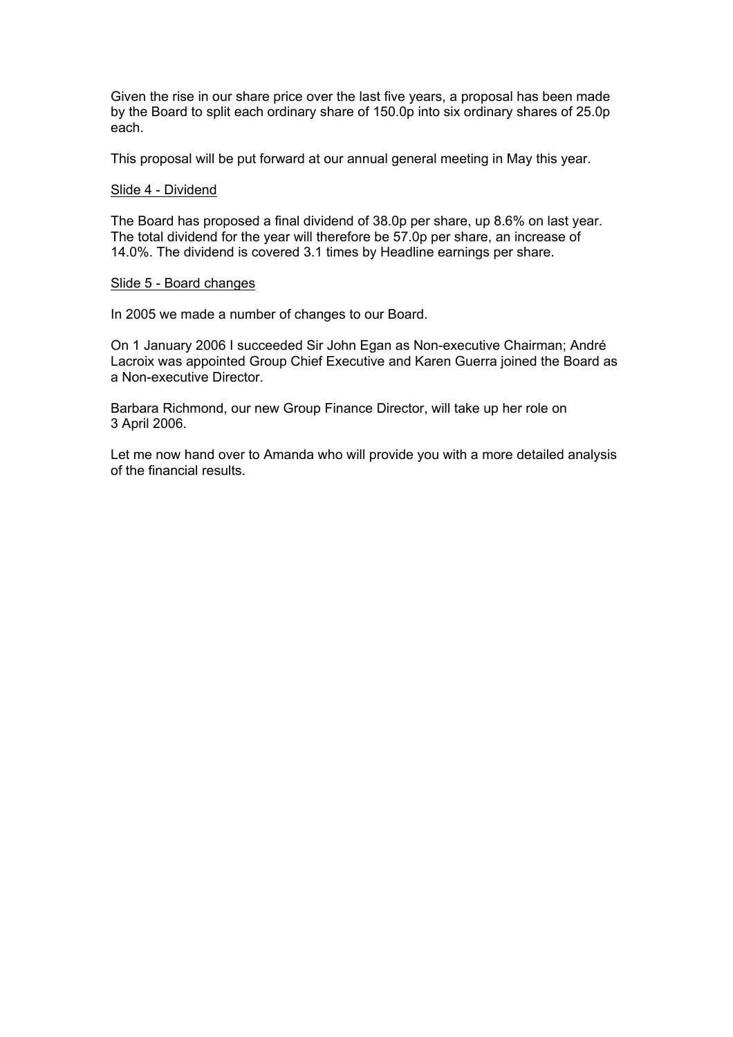Given the rise in our share price over the last five years, a proposal has been made by the Board to split each ordinary share of 150.0p into six ordinary shares of 25.0p each.

This proposal will be put forward at our annual general meeting in May this year.

Slide 4 - Dividend

The Board has proposed a final dividend of 38.0p per share, up 8.6% on last year. The total dividend for the year will therefore be 57.0p per share, an increase of 14.0%. The dividend is covered 3.1 times by Headline earnings per share.

Slide 5 - Board changes

In 2005 we made a number of changes to our Board.

On 1 January 2006 I succeeded Sir John Egan as Non-executive Chairman; André Lacroix was appointed Group Chief Executive and Karen Guerra joined the Board as a Non-executive Director.

Barbara Richmond, our new Group Finance Director, will take up her role on 3 April 2006.

Let me now hand over to Amanda who will provide you with a more detailed analysis of the financial results.